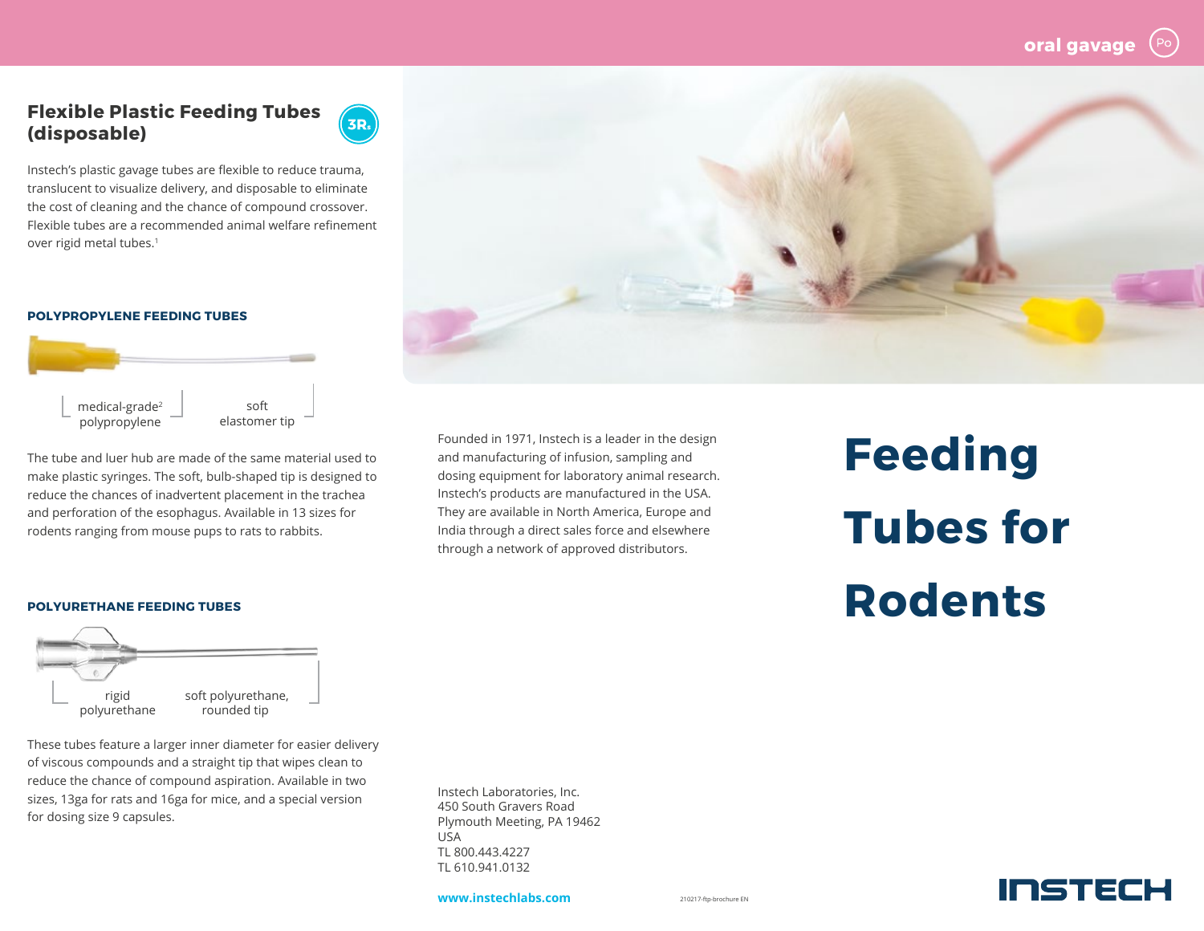oral gavage

# Feeding Tubes for Rodents

## Flexible Plastic Feeding Tubes (disposable)

Instech's plastic gavage tubes are flexible to reduce trauma, translucent to visualize delivery, and disposable to eliminate the cost of cleaning and the chance of compound crossover. Flexible tubes are a recommended animal welfare refinement over rigid metal tubes.[1]

### POLYPROPYLENE FEEDING TUBES

medical-grade[2] polypropylene

soft elastomer tip

The tube and luer hub are made of the same material used to make plastic syringes. The soft, bulb-shaped tip is designed to reduce the chances of inadvertent placement in the trachea and perforation of the esophagus. Available in 13 sizes for rodents ranging from mouse pups to rats to rabbits.

### POLYURETHANE FEEDING TUBES

rigid polyurethane

soft polyurethane, rounded tip

These tubes feature a larger inner diameter for easier delivery of viscous compounds and a straight tip that wipes clean to reduce the chance of compound aspiration. Available in two sizes, 13ga for rats and 16ga for mice, and a special version for dosing size 9 capsules.

Founded in 1971, Instech is a leader in the design and manufacturing of infusion, sampling and dosing equipment for laboratory animal research. Instech's products are manufactured in the USA. They are available in North America, Europe and India through a direct sales force and elsewhere through a network of approved distributors.

Instech Laboratories, Inc.
450 South Gravers Road
Plymouth Meeting, PA 19462
USA
TL 800.443.4227
TL 610.941.0132

www.instechlabs.com

210217-ftp-brochure EN

INSTECH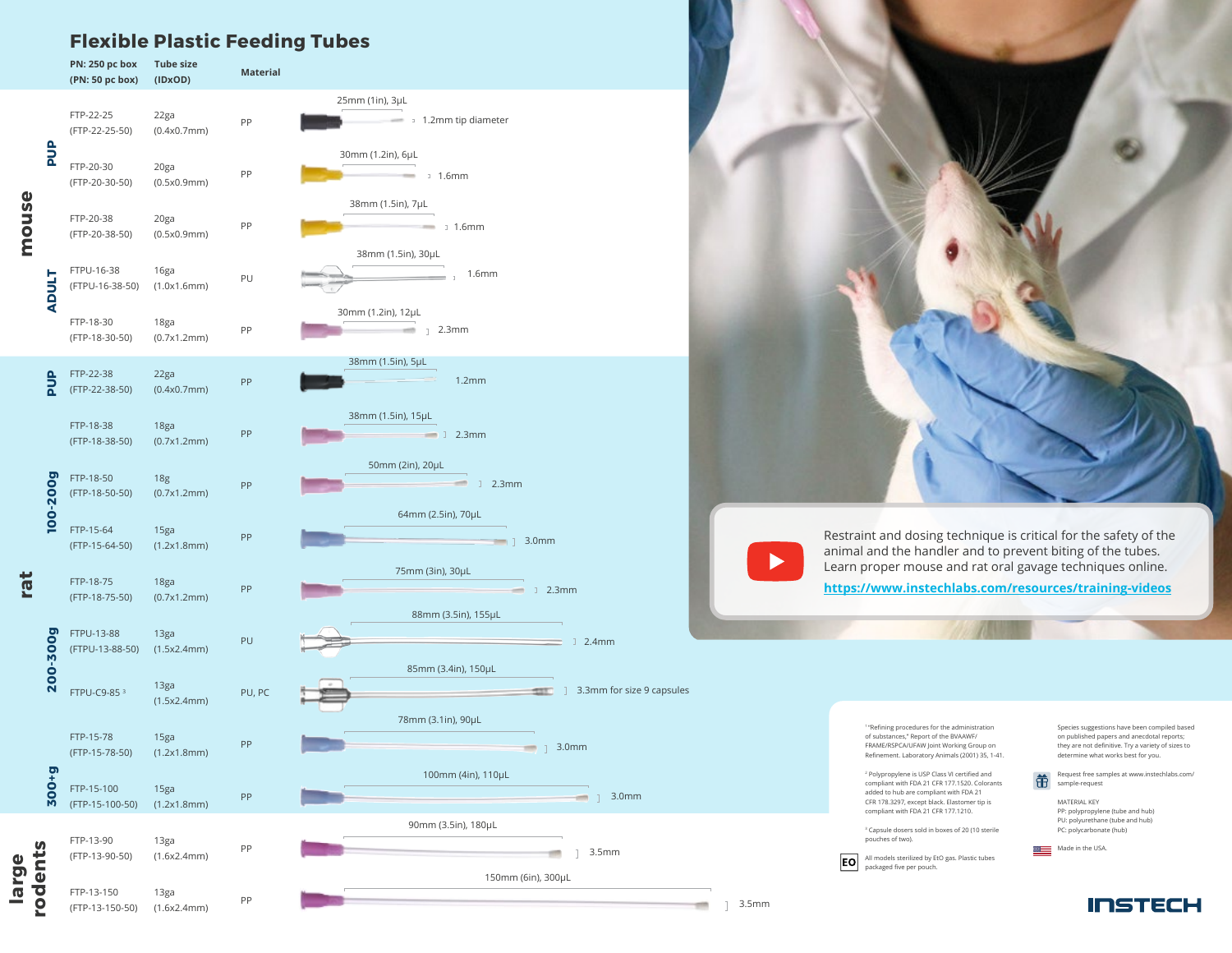# Flexible Plastic Feeding Tubes

| | | PN: 250 pc box (PN: 50 pc box) | Tube size (IDxOD) | Material | Length, volume | Tip diameter |
|---|---|---|---|---|---|---|
| mouse | PUP | FTP-22-25 (FTP-22-25-50) | 22ga (0.4x0.7mm) | PP | 25mm (1in), 3µL | 1.2mm tip diameter |
| | | FTP-20-30 (FTP-20-30-50) | 20ga (0.5x0.9mm) | PP | 30mm (1.2in), 6µL | 1.6mm |
| | | FTP-20-38 (FTP-20-38-50) | 20ga (0.5x0.9mm) | PP | 38mm (1.5in), 7µL | 1.6mm |
| | ADULT | FTPU-16-38 (FTPU-16-38-50) | 16ga (1.0x1.6mm) | PU | 38mm (1.5in), 30µL | 1.6mm |
| | | FTP-18-30 (FTP-18-30-50) | 18ga (0.7x1.2mm) | PP | 30mm (1.2in), 12µL | 2.3mm |
| rat | PUP | FTP-22-38 (FTP-22-38-50) | 22ga (0.4x0.7mm) | PP | 38mm (1.5in), 5µL | 1.2mm |
| | 100-200g | FTP-18-38 (FTP-18-38-50) | 18ga (0.7x1.2mm) | PP | 38mm (1.5in), 15µL | 2.3mm |
| | | FTP-18-50 (FTP-18-50-50) | 18g (0.7x1.2mm) | PP | 50mm (2in), 20µL | 2.3mm |
| | | FTP-15-64 (FTP-15-64-50) | 15ga (1.2x1.8mm) | PP | 64mm (2.5in), 70µL | 3.0mm |
| | 200-300g | FTP-18-75 (FTP-18-75-50) | 18ga (0.7x1.2mm) | PP | 75mm (3in), 30µL | 2.3mm |
| | | FTPU-13-88 (FTPU-13-88-50) | 13ga (1.5x2.4mm) | PU | 88mm (3.5in), 155µL | 2.4mm |
| | | FTPU-C9-85 [3] | 13ga (1.5x2.4mm) | PU, PC | 85mm (3.4in), 150µL | 3.3mm for size 9 capsules |
| | 300+g | FTP-15-78 (FTP-15-78-50) | 15ga (1.2x1.8mm) | PP | 78mm (3.1in), 90µL | 3.0mm |
| | | FTP-15-100 (FTP-15-100-50) | 15ga (1.2x1.8mm) | PP | 100mm (4in), 110µL | 3.0mm |
| large rodents | | FTP-13-90 (FTP-13-90-50) | 13ga (1.6x2.4mm) | PP | 90mm (3.5in), 180µL | 3.5mm |
| | | FTP-13-150 (FTP-13-150-50) | 13ga (1.6x2.4mm) | PP | 150mm (6in), 300µL | 3.5mm |

Restraint and dosing technique is critical for the safety of the animal and the handler and to prevent biting of the tubes. Learn proper mouse and rat oral gavage techniques online.
https://www.instechlabs.com/resources/training-videos

[1] "Refining procedures for the administration of substances," Report of the BVAAWF/FRAME/RSPCA/UFAW Joint Working Group on Refinement. Laboratory Animals (2001) 35, 1-41.

[2] Polypropylene is USP Class VI certified and compliant with FDA 21 CFR 177.1520. Colorants added to hub are compliant with FDA 21 CFR 178.3297, except black. Elastomer tip is compliant with FDA 21 CFR 177.1210.

[3] Capsule dosers sold in boxes of 20 (10 sterile pouches of two).

EO All models sterilized by EtO gas. Plastic tubes packaged five per pouch.

Species suggestions have been compiled based on published papers and anecdotal reports; they are not definitive. Try a variety of sizes to determine what works best for you.

Request free samples at www.instechlabs.com/sample-request

MATERIAL KEY
PP: polypropylene (tube and hub)
PU: polyurethane (tube and hub)
PC: polycarbonate (hub)

Made in the USA.

INSTECH